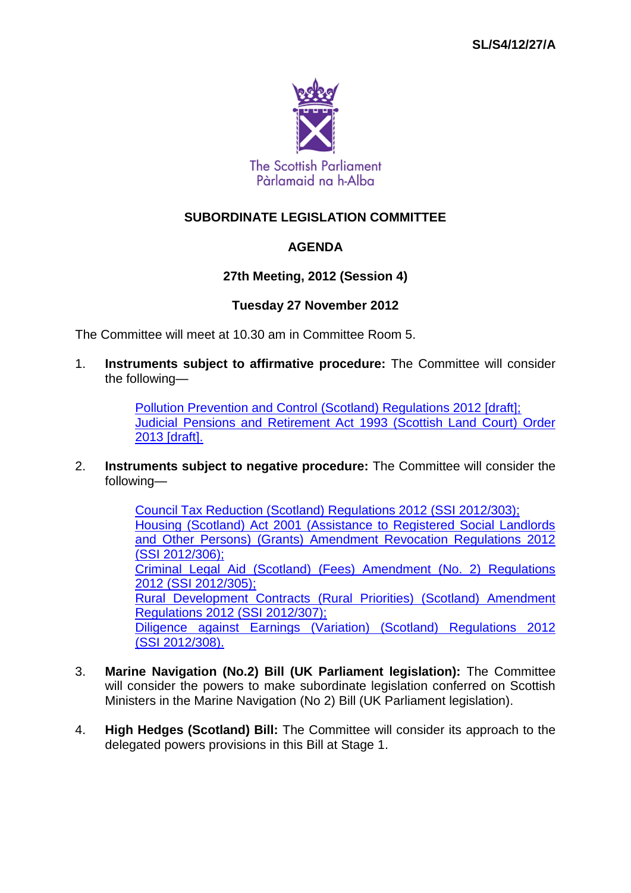SL/S4/12/27/A

The Scottish Parliament
Pàrlamaid na h-Alba

# SUBORDINATE LEGISLATION COMMITTEE

## AGENDA

### 27th Meeting, 2012 (Session 4)

### Tuesday 27 November 2012

The Committee will meet at 10.30 am in Committee Room 5.

1. **Instruments subject to affirmative procedure:** The Committee will consider the following—

   Pollution Prevention and Control (Scotland) Regulations 2012 [draft];
   Judicial Pensions and Retirement Act 1993 (Scottish Land Court) Order 2013 [draft].

2. **Instruments subject to negative procedure:** The Committee will consider the following—

   Council Tax Reduction (Scotland) Regulations 2012 (SSI 2012/303);
   Housing (Scotland) Act 2001 (Assistance to Registered Social Landlords and Other Persons) (Grants) Amendment Revocation Regulations 2012 (SSI 2012/306);
   Criminal Legal Aid (Scotland) (Fees) Amendment (No. 2) Regulations 2012 (SSI 2012/305);
   Rural Development Contracts (Rural Priorities) (Scotland) Amendment Regulations 2012 (SSI 2012/307);
   Diligence against Earnings (Variation) (Scotland) Regulations 2012 (SSI 2012/308).

3. **Marine Navigation (No.2) Bill (UK Parliament legislation):** The Committee will consider the powers to make subordinate legislation conferred on Scottish Ministers in the Marine Navigation (No 2) Bill (UK Parliament legislation).

4. **High Hedges (Scotland) Bill:** The Committee will consider its approach to the delegated powers provisions in this Bill at Stage 1.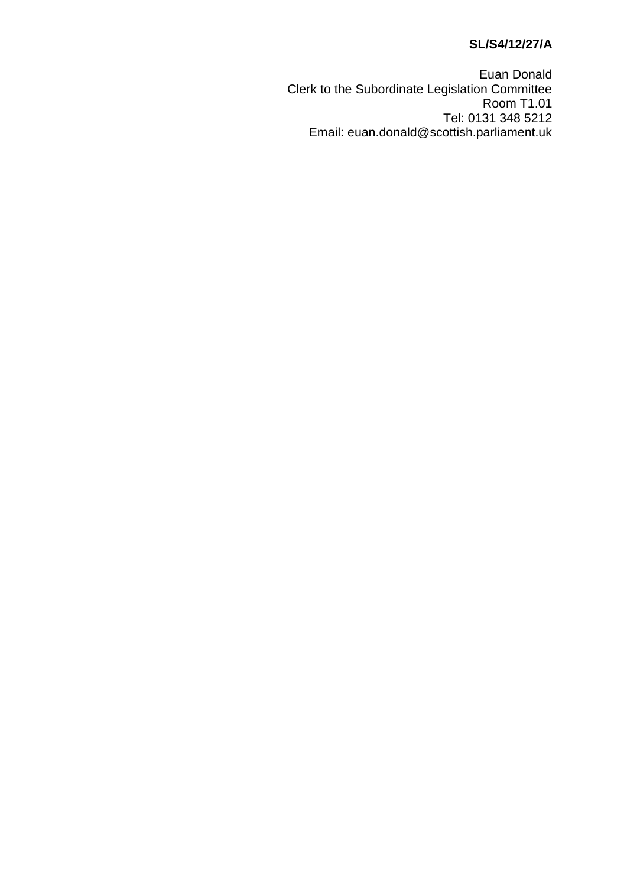**SL/S4/12/27/A**

Euan Donald
Clerk to the Subordinate Legislation Committee
Room T1.01
Tel: 0131 348 5212
Email: euan.donald@scottish.parliament.uk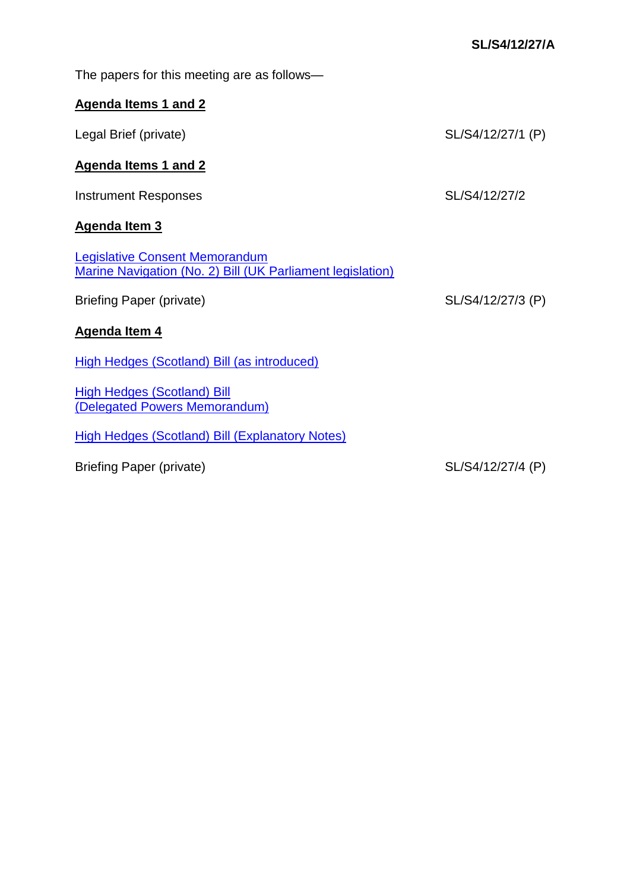**SL/S4/12/27/A**

The papers for this meeting are as follows—

**Agenda Items 1 and 2**

Legal Brief (private) SL/S4/12/27/1 (P)

**Agenda Items 1 and 2**

Instrument Responses SL/S4/12/27/2

**Agenda Item 3**

Legislative Consent Memorandum
Marine Navigation (No. 2) Bill (UK Parliament legislation)

Briefing Paper (private) SL/S4/12/27/3 (P)

**Agenda Item 4**

High Hedges (Scotland) Bill (as introduced)

High Hedges (Scotland) Bill
(Delegated Powers Memorandum)

High Hedges (Scotland) Bill (Explanatory Notes)

Briefing Paper (private) SL/S4/12/27/4 (P)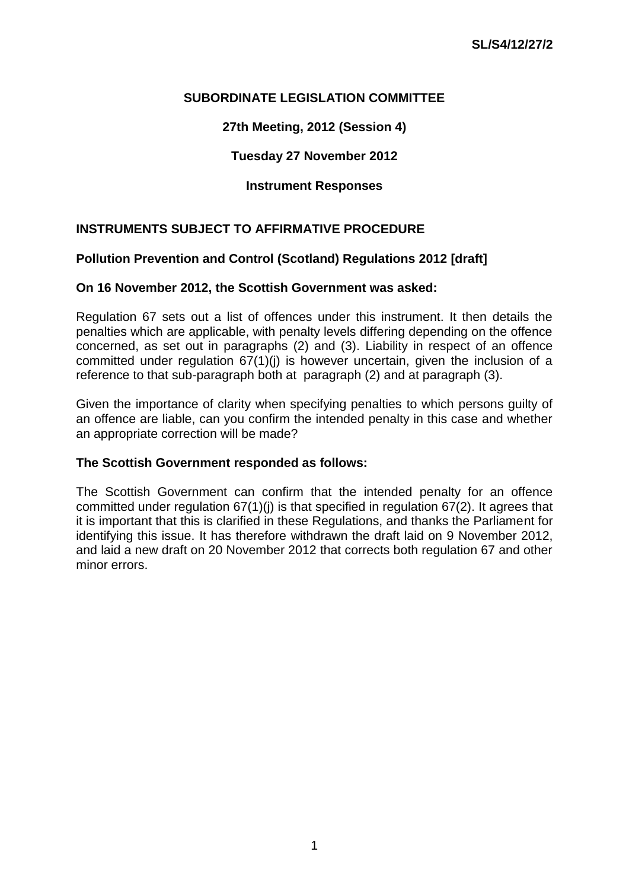**SL/S4/12/27/2**

**SUBORDINATE LEGISLATION COMMITTEE**

**27th Meeting, 2012 (Session 4)**

**Tuesday 27 November 2012**

**Instrument Responses**

## INSTRUMENTS SUBJECT TO AFFIRMATIVE PROCEDURE

### Pollution Prevention and Control (Scotland) Regulations 2012 [draft]

**On 16 November 2012, the Scottish Government was asked:**

Regulation 67 sets out a list of offences under this instrument. It then details the penalties which are applicable, with penalty levels differing depending on the offence concerned, as set out in paragraphs (2) and (3). Liability in respect of an offence committed under regulation 67(1)(j) is however uncertain, given the inclusion of a reference to that sub-paragraph both at paragraph (2) and at paragraph (3).

Given the importance of clarity when specifying penalties to which persons guilty of an offence are liable, can you confirm the intended penalty in this case and whether an appropriate correction will be made?

**The Scottish Government responded as follows:**

The Scottish Government can confirm that the intended penalty for an offence committed under regulation 67(1)(j) is that specified in regulation 67(2). It agrees that it is important that this is clarified in these Regulations, and thanks the Parliament for identifying this issue. It has therefore withdrawn the draft laid on 9 November 2012, and laid a new draft on 20 November 2012 that corrects both regulation 67 and other minor errors.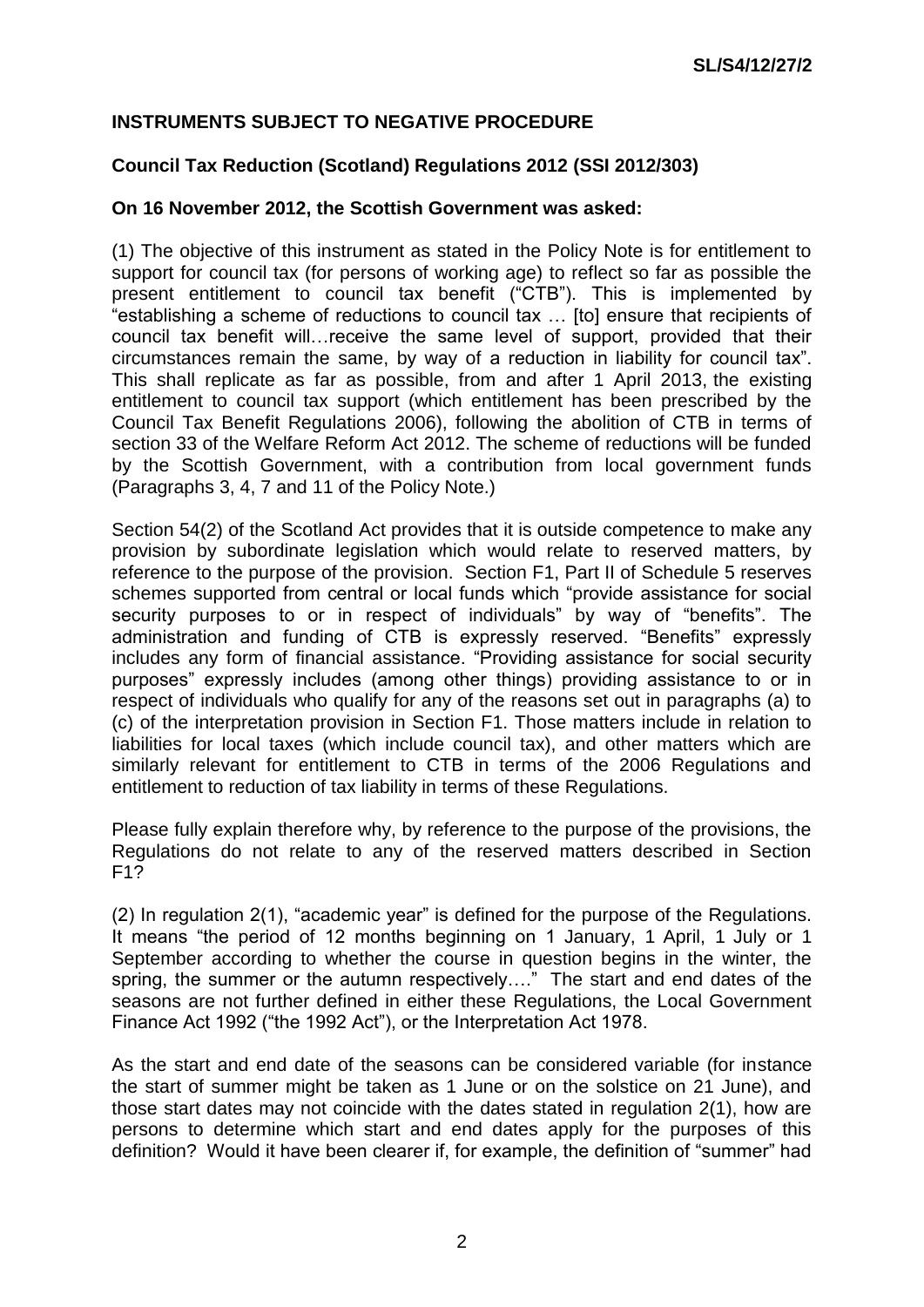**INSTRUMENTS SUBJECT TO NEGATIVE PROCEDURE**

**Council Tax Reduction (Scotland) Regulations 2012 (SSI 2012/303)**

**On 16 November 2012, the Scottish Government was asked:**

(1) The objective of this instrument as stated in the Policy Note is for entitlement to support for council tax (for persons of working age) to reflect so far as possible the present entitlement to council tax benefit ("CTB"). This is implemented by "establishing a scheme of reductions to council tax … [to] ensure that recipients of council tax benefit will…receive the same level of support, provided that their circumstances remain the same, by way of a reduction in liability for council tax". This shall replicate as far as possible, from and after 1 April 2013, the existing entitlement to council tax support (which entitlement has been prescribed by the Council Tax Benefit Regulations 2006), following the abolition of CTB in terms of section 33 of the Welfare Reform Act 2012. The scheme of reductions will be funded by the Scottish Government, with a contribution from local government funds (Paragraphs 3, 4, 7 and 11 of the Policy Note.)

Section 54(2) of the Scotland Act provides that it is outside competence to make any provision by subordinate legislation which would relate to reserved matters, by reference to the purpose of the provision. Section F1, Part II of Schedule 5 reserves schemes supported from central or local funds which "provide assistance for social security purposes to or in respect of individuals" by way of "benefits". The administration and funding of CTB is expressly reserved. "Benefits" expressly includes any form of financial assistance. "Providing assistance for social security purposes" expressly includes (among other things) providing assistance to or in respect of individuals who qualify for any of the reasons set out in paragraphs (a) to (c) of the interpretation provision in Section F1. Those matters include in relation to liabilities for local taxes (which include council tax), and other matters which are similarly relevant for entitlement to CTB in terms of the 2006 Regulations and entitlement to reduction of tax liability in terms of these Regulations.

Please fully explain therefore why, by reference to the purpose of the provisions, the Regulations do not relate to any of the reserved matters described in Section F1?

(2) In regulation 2(1), "academic year" is defined for the purpose of the Regulations. It means "the period of 12 months beginning on 1 January, 1 April, 1 July or 1 September according to whether the course in question begins in the winter, the spring, the summer or the autumn respectively…." The start and end dates of the seasons are not further defined in either these Regulations, the Local Government Finance Act 1992 ("the 1992 Act"), or the Interpretation Act 1978.

As the start and end date of the seasons can be considered variable (for instance the start of summer might be taken as 1 June or on the solstice on 21 June), and those start dates may not coincide with the dates stated in regulation 2(1), how are persons to determine which start and end dates apply for the purposes of this definition? Would it have been clearer if, for example, the definition of "summer" had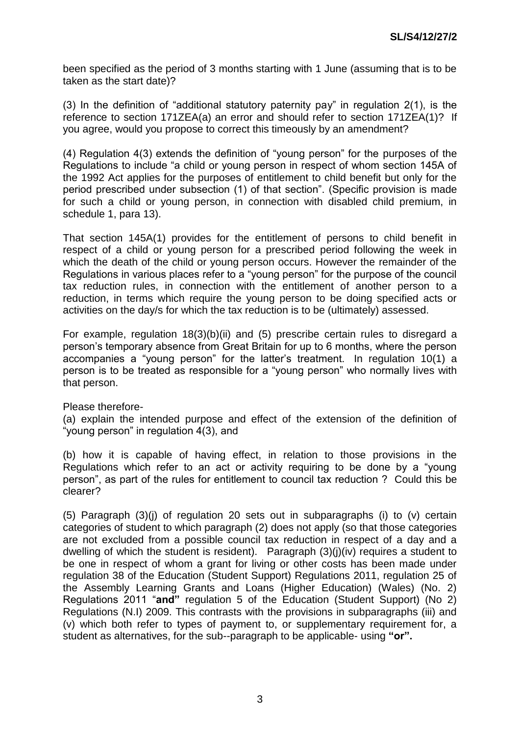been specified as the period of 3 months starting with 1 June (assuming that is to be taken as the start date)?

(3) In the definition of "additional statutory paternity pay" in regulation 2(1), is the reference to section 171ZEA(a) an error and should refer to section 171ZEA(1)? If you agree, would you propose to correct this timeously by an amendment?

(4) Regulation 4(3) extends the definition of "young person" for the purposes of the Regulations to include "a child or young person in respect of whom section 145A of the 1992 Act applies for the purposes of entitlement to child benefit but only for the period prescribed under subsection (1) of that section". (Specific provision is made for such a child or young person, in connection with disabled child premium, in schedule 1, para 13).

That section 145A(1) provides for the entitlement of persons to child benefit in respect of a child or young person for a prescribed period following the week in which the death of the child or young person occurs. However the remainder of the Regulations in various places refer to a "young person" for the purpose of the council tax reduction rules, in connection with the entitlement of another person to a reduction, in terms which require the young person to be doing specified acts or activities on the day/s for which the tax reduction is to be (ultimately) assessed.

For example, regulation 18(3)(b)(ii) and (5) prescribe certain rules to disregard a person's temporary absence from Great Britain for up to 6 months, where the person accompanies a "young person" for the latter's treatment. In regulation 10(1) a person is to be treated as responsible for a "young person" who normally lives with that person.

Please therefore-

(a) explain the intended purpose and effect of the extension of the definition of "young person" in regulation 4(3), and

(b) how it is capable of having effect, in relation to those provisions in the Regulations which refer to an act or activity requiring to be done by a "young person", as part of the rules for entitlement to council tax reduction ? Could this be clearer?

(5) Paragraph (3)(j) of regulation 20 sets out in subparagraphs (i) to (v) certain categories of student to which paragraph (2) does not apply (so that those categories are not excluded from a possible council tax reduction in respect of a day and a dwelling of which the student is resident). Paragraph (3)(j)(iv) requires a student to be one in respect of whom a grant for living or other costs has been made under regulation 38 of the Education (Student Support) Regulations 2011, regulation 25 of the Assembly Learning Grants and Loans (Higher Education) (Wales) (No. 2) Regulations 2011 "**and"** regulation 5 of the Education (Student Support) (No 2) Regulations (N.I) 2009. This contrasts with the provisions in subparagraphs (iii) and (v) which both refer to types of payment to, or supplementary requirement for, a student as alternatives, for the sub--paragraph to be applicable- using **"or".**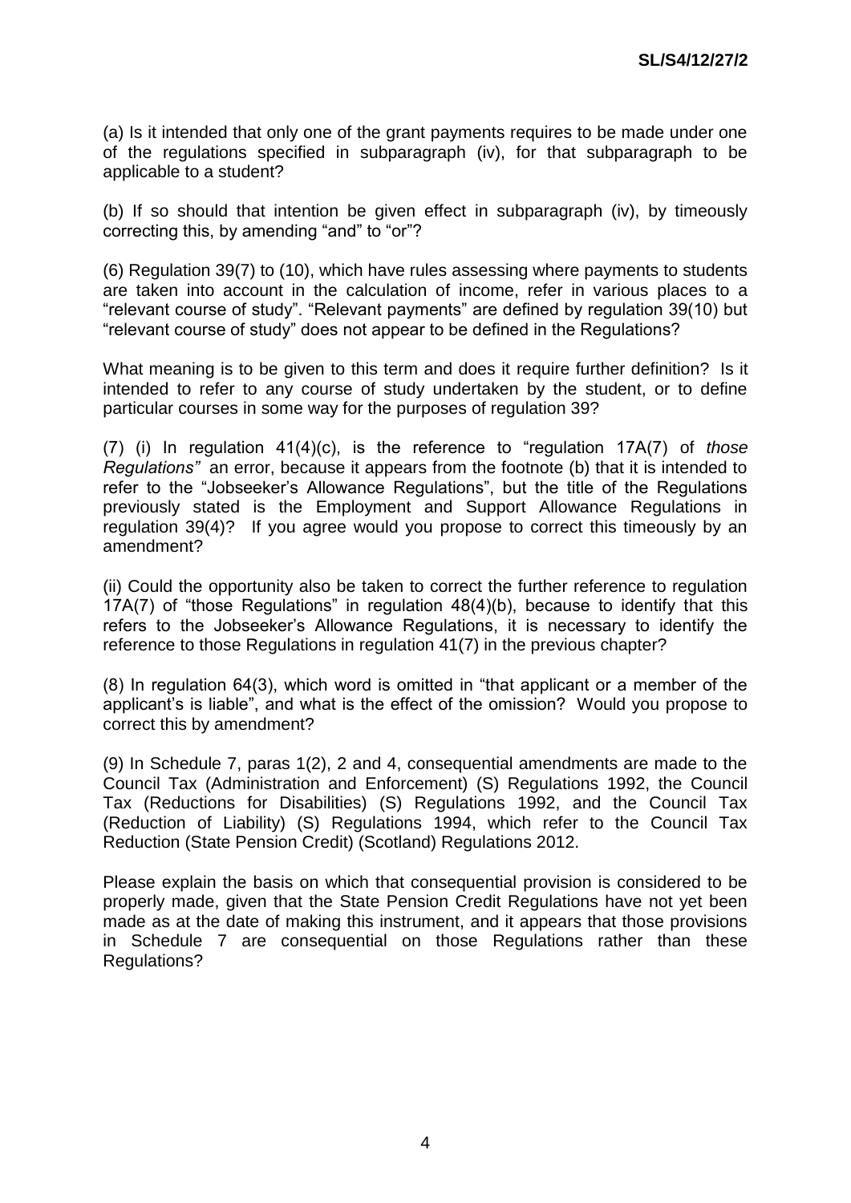(a) Is it intended that only one of the grant payments requires to be made under one of the regulations specified in subparagraph (iv), for that subparagraph to be applicable to a student?

(b) If so should that intention be given effect in subparagraph (iv), by timeously correcting this, by amending "and" to "or"?

(6) Regulation 39(7) to (10), which have rules assessing where payments to students are taken into account in the calculation of income, refer in various places to a "relevant course of study". "Relevant payments" are defined by regulation 39(10) but "relevant course of study" does not appear to be defined in the Regulations?

What meaning is to be given to this term and does it require further definition? Is it intended to refer to any course of study undertaken by the student, or to define particular courses in some way for the purposes of regulation 39?

(7) (i) In regulation 41(4)(c), is the reference to "regulation 17A(7) of *those Regulations"* an error, because it appears from the footnote (b) that it is intended to refer to the "Jobseeker's Allowance Regulations", but the title of the Regulations previously stated is the Employment and Support Allowance Regulations in regulation 39(4)? If you agree would you propose to correct this timeously by an amendment?

(ii) Could the opportunity also be taken to correct the further reference to regulation 17A(7) of "those Regulations" in regulation 48(4)(b), because to identify that this refers to the Jobseeker's Allowance Regulations, it is necessary to identify the reference to those Regulations in regulation 41(7) in the previous chapter?

(8) In regulation 64(3), which word is omitted in "that applicant or a member of the applicant's is liable", and what is the effect of the omission? Would you propose to correct this by amendment?

(9) In Schedule 7, paras 1(2), 2 and 4, consequential amendments are made to the Council Tax (Administration and Enforcement) (S) Regulations 1992, the Council Tax (Reductions for Disabilities) (S) Regulations 1992, and the Council Tax (Reduction of Liability) (S) Regulations 1994, which refer to the Council Tax Reduction (State Pension Credit) (Scotland) Regulations 2012.

Please explain the basis on which that consequential provision is considered to be properly made, given that the State Pension Credit Regulations have not yet been made as at the date of making this instrument, and it appears that those provisions in Schedule 7 are consequential on those Regulations rather than these Regulations?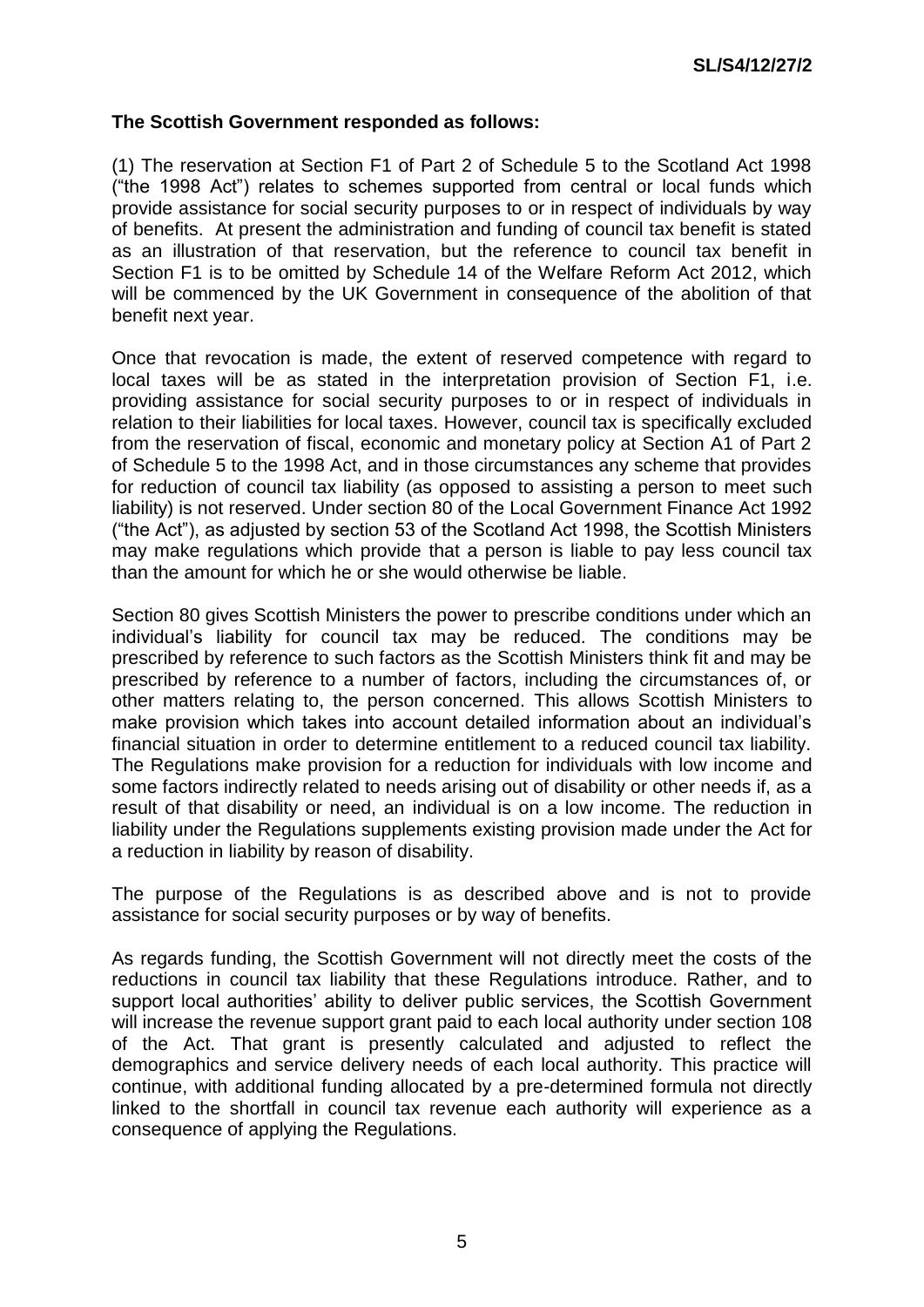**The Scottish Government responded as follows:**

(1) The reservation at Section F1 of Part 2 of Schedule 5 to the Scotland Act 1998 ("the 1998 Act") relates to schemes supported from central or local funds which provide assistance for social security purposes to or in respect of individuals by way of benefits. At present the administration and funding of council tax benefit is stated as an illustration of that reservation, but the reference to council tax benefit in Section F1 is to be omitted by Schedule 14 of the Welfare Reform Act 2012, which will be commenced by the UK Government in consequence of the abolition of that benefit next year.

Once that revocation is made, the extent of reserved competence with regard to local taxes will be as stated in the interpretation provision of Section F1, i.e. providing assistance for social security purposes to or in respect of individuals in relation to their liabilities for local taxes. However, council tax is specifically excluded from the reservation of fiscal, economic and monetary policy at Section A1 of Part 2 of Schedule 5 to the 1998 Act, and in those circumstances any scheme that provides for reduction of council tax liability (as opposed to assisting a person to meet such liability) is not reserved. Under section 80 of the Local Government Finance Act 1992 ("the Act"), as adjusted by section 53 of the Scotland Act 1998, the Scottish Ministers may make regulations which provide that a person is liable to pay less council tax than the amount for which he or she would otherwise be liable.

Section 80 gives Scottish Ministers the power to prescribe conditions under which an individual's liability for council tax may be reduced. The conditions may be prescribed by reference to such factors as the Scottish Ministers think fit and may be prescribed by reference to a number of factors, including the circumstances of, or other matters relating to, the person concerned. This allows Scottish Ministers to make provision which takes into account detailed information about an individual's financial situation in order to determine entitlement to a reduced council tax liability. The Regulations make provision for a reduction for individuals with low income and some factors indirectly related to needs arising out of disability or other needs if, as a result of that disability or need, an individual is on a low income. The reduction in liability under the Regulations supplements existing provision made under the Act for a reduction in liability by reason of disability.

The purpose of the Regulations is as described above and is not to provide assistance for social security purposes or by way of benefits.

As regards funding, the Scottish Government will not directly meet the costs of the reductions in council tax liability that these Regulations introduce. Rather, and to support local authorities' ability to deliver public services, the Scottish Government will increase the revenue support grant paid to each local authority under section 108 of the Act. That grant is presently calculated and adjusted to reflect the demographics and service delivery needs of each local authority. This practice will continue, with additional funding allocated by a pre-determined formula not directly linked to the shortfall in council tax revenue each authority will experience as a consequence of applying the Regulations.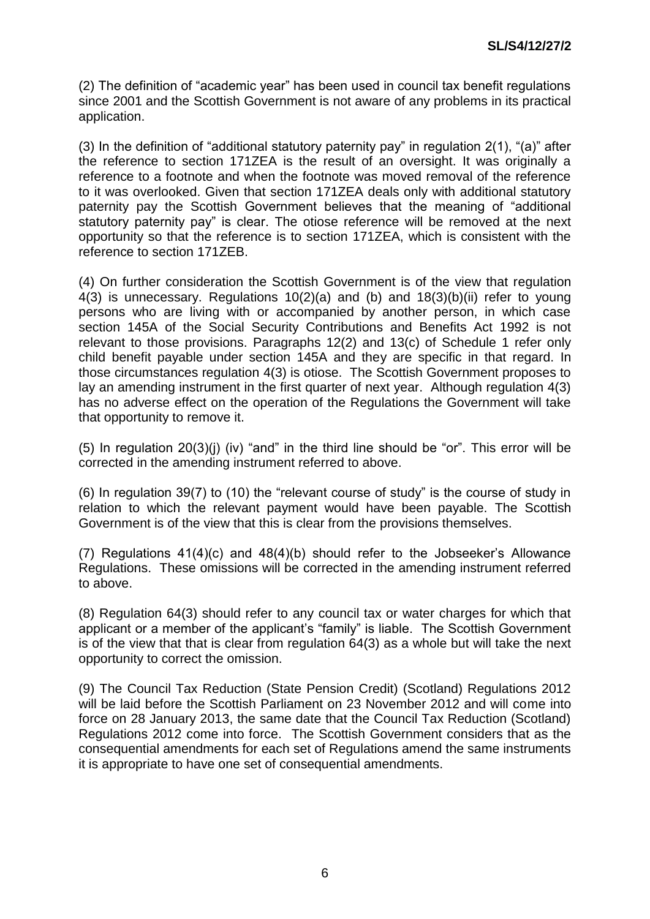(2) The definition of "academic year" has been used in council tax benefit regulations since 2001 and the Scottish Government is not aware of any problems in its practical application.

(3) In the definition of "additional statutory paternity pay" in regulation 2(1), "(a)" after the reference to section 171ZEA is the result of an oversight. It was originally a reference to a footnote and when the footnote was moved removal of the reference to it was overlooked. Given that section 171ZEA deals only with additional statutory paternity pay the Scottish Government believes that the meaning of "additional statutory paternity pay" is clear. The otiose reference will be removed at the next opportunity so that the reference is to section 171ZEA, which is consistent with the reference to section 171ZEB.

(4) On further consideration the Scottish Government is of the view that regulation 4(3) is unnecessary. Regulations 10(2)(a) and (b) and 18(3)(b)(ii) refer to young persons who are living with or accompanied by another person, in which case section 145A of the Social Security Contributions and Benefits Act 1992 is not relevant to those provisions. Paragraphs 12(2) and 13(c) of Schedule 1 refer only child benefit payable under section 145A and they are specific in that regard. In those circumstances regulation 4(3) is otiose. The Scottish Government proposes to lay an amending instrument in the first quarter of next year. Although regulation 4(3) has no adverse effect on the operation of the Regulations the Government will take that opportunity to remove it.

(5) In regulation 20(3)(j) (iv) "and" in the third line should be "or". This error will be corrected in the amending instrument referred to above.

(6) In regulation 39(7) to (10) the "relevant course of study" is the course of study in relation to which the relevant payment would have been payable. The Scottish Government is of the view that this is clear from the provisions themselves.

(7) Regulations 41(4)(c) and 48(4)(b) should refer to the Jobseeker's Allowance Regulations. These omissions will be corrected in the amending instrument referred to above.

(8) Regulation 64(3) should refer to any council tax or water charges for which that applicant or a member of the applicant's "family" is liable. The Scottish Government is of the view that that is clear from regulation 64(3) as a whole but will take the next opportunity to correct the omission.

(9) The Council Tax Reduction (State Pension Credit) (Scotland) Regulations 2012 will be laid before the Scottish Parliament on 23 November 2012 and will come into force on 28 January 2013, the same date that the Council Tax Reduction (Scotland) Regulations 2012 come into force. The Scottish Government considers that as the consequential amendments for each set of Regulations amend the same instruments it is appropriate to have one set of consequential amendments.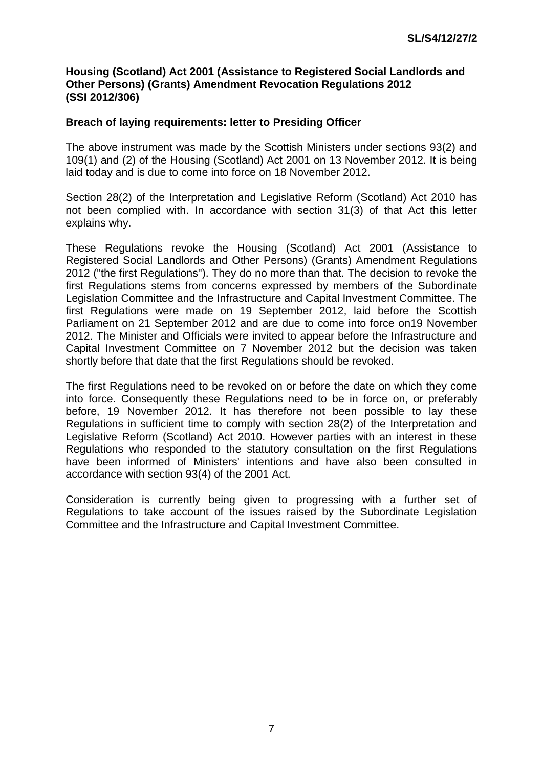SL/S4/12/27/2

**Housing (Scotland) Act 2001 (Assistance to Registered Social Landlords and Other Persons) (Grants) Amendment Revocation Regulations 2012 (SSI 2012/306)**

**Breach of laying requirements: letter to Presiding Officer**

The above instrument was made by the Scottish Ministers under sections 93(2) and 109(1) and (2) of the Housing (Scotland) Act 2001 on 13 November 2012. It is being laid today and is due to come into force on 18 November 2012.

Section 28(2) of the Interpretation and Legislative Reform (Scotland) Act 2010 has not been complied with. In accordance with section 31(3) of that Act this letter explains why.

These Regulations revoke the Housing (Scotland) Act 2001 (Assistance to Registered Social Landlords and Other Persons) (Grants) Amendment Regulations 2012 ("the first Regulations"). They do no more than that. The decision to revoke the first Regulations stems from concerns expressed by members of the Subordinate Legislation Committee and the Infrastructure and Capital Investment Committee. The first Regulations were made on 19 September 2012, laid before the Scottish Parliament on 21 September 2012 and are due to come into force on19 November 2012. The Minister and Officials were invited to appear before the Infrastructure and Capital Investment Committee on 7 November 2012 but the decision was taken shortly before that date that the first Regulations should be revoked.

The first Regulations need to be revoked on or before the date on which they come into force. Consequently these Regulations need to be in force on, or preferably before, 19 November 2012. It has therefore not been possible to lay these Regulations in sufficient time to comply with section 28(2) of the Interpretation and Legislative Reform (Scotland) Act 2010. However parties with an interest in these Regulations who responded to the statutory consultation on the first Regulations have been informed of Ministers' intentions and have also been consulted in accordance with section 93(4) of the 2001 Act.

Consideration is currently being given to progressing with a further set of Regulations to take account of the issues raised by the Subordinate Legislation Committee and the Infrastructure and Capital Investment Committee.